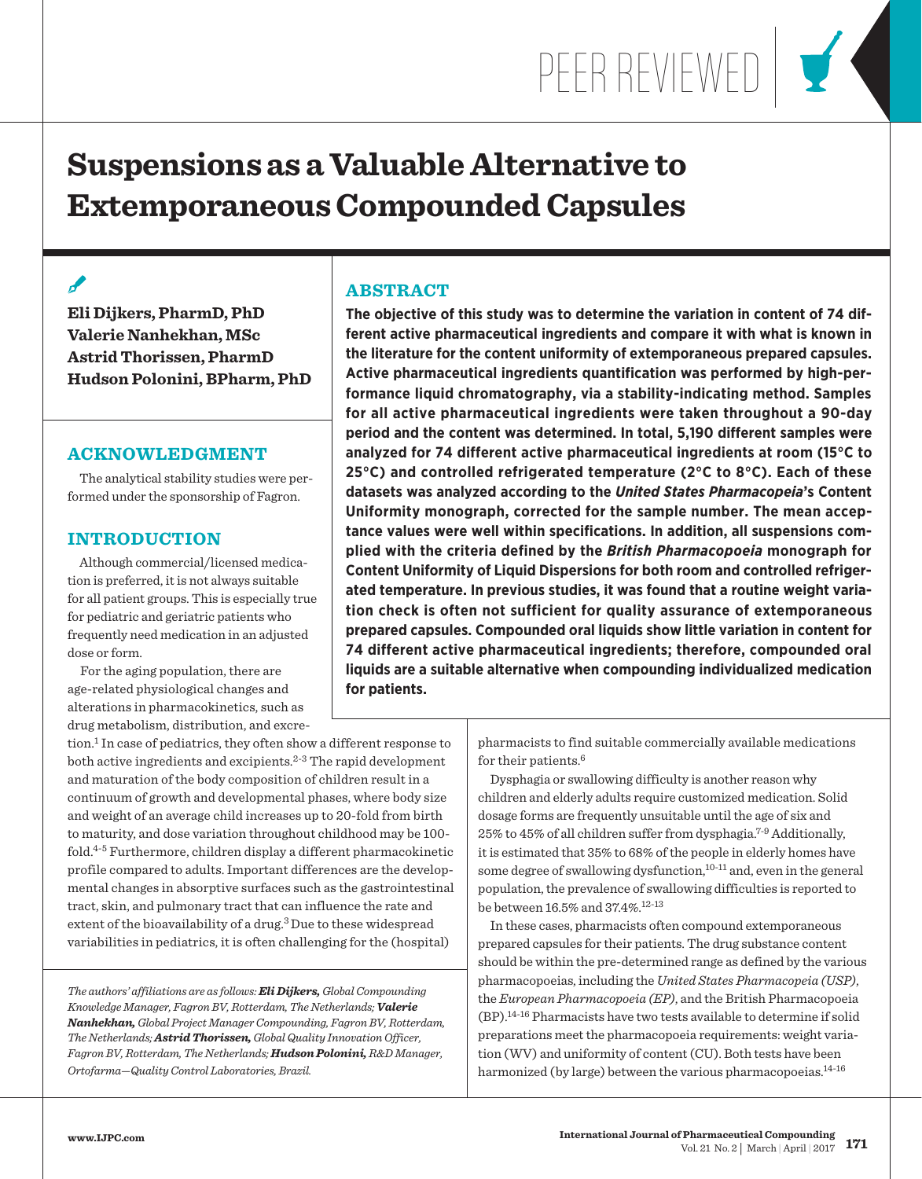PEER REVIEWED

# Suspensions as a Valuable Alternative to Extemporaneous Compounded Capsules

**Eli Dijkers, PharmD, PhD**
**Valerie Nanhekhan, MSc**
**Astrid Thorissen, PharmD**
**Hudson Polonini, BPharm, PhD**

## ABSTRACT

**The objective of this study was to determine the variation in content of 74 different active pharmaceutical ingredients and compare it with what is known in the literature for the content uniformity of extemporaneous prepared capsules. Active pharmaceutical ingredients quantification was performed by high-performance liquid chromatography, via a stability-indicating method. Samples for all active pharmaceutical ingredients were taken throughout a 90-day period and the content was determined. In total, 5,190 different samples were analyzed for 74 different active pharmaceutical ingredients at room (15°C to 25°C) and controlled refrigerated temperature (2°C to 8°C). Each of these datasets was analyzed according to the *United States Pharmacopeia*'s Content Uniformity monograph, corrected for the sample number. The mean acceptance values were well within specifications. In addition, all suspensions complied with the criteria defined by the *British Pharmacopoeia* monograph for Content Uniformity of Liquid Dispersions for both room and controlled refrigerated temperature. In previous studies, it was found that a routine weight variation check is often not sufficient for quality assurance of extemporaneous prepared capsules. Compounded oral liquids show little variation in content for 74 different active pharmaceutical ingredients; therefore, compounded oral liquids are a suitable alternative when compounding individualized medication for patients.**

## ACKNOWLEDGMENT

The analytical stability studies were performed under the sponsorship of Fagron.

## INTRODUCTION

Although commercial/licensed medication is preferred, it is not always suitable for all patient groups. This is especially true for pediatric and geriatric patients who frequently need medication in an adjusted dose or form.

For the aging population, there are age-related physiological changes and alterations in pharmacokinetics, such as drug metabolism, distribution, and excretion.[1] In case of pediatrics, they often show a different response to both active ingredients and excipients.[2-3] The rapid development and maturation of the body composition of children result in a continuum of growth and developmental phases, where body size and weight of an average child increases up to 20-fold from birth to maturity, and dose variation throughout childhood may be 100-fold.[4-5] Furthermore, children display a different pharmacokinetic profile compared to adults. Important differences are the developmental changes in absorptive surfaces such as the gastrointestinal tract, skin, and pulmonary tract that can influence the rate and extent of the bioavailability of a drug.[3] Due to these widespread variabilities in pediatrics, it is often challenging for the (hospital) pharmacists to find suitable commercially available medications for their patients.[6]

Dysphagia or swallowing difficulty is another reason why children and elderly adults require customized medication. Solid dosage forms are frequently unsuitable until the age of six and 25% to 45% of all children suffer from dysphagia.[7-9] Additionally, it is estimated that 35% to 68% of the people in elderly homes have some degree of swallowing dysfunction,[10-11] and, even in the general population, the prevalence of swallowing difficulties is reported to be between 16.5% and 37.4%.[12-13]

In these cases, pharmacists often compound extemporaneous prepared capsules for their patients. The drug substance content should be within the pre-determined range as defined by the various pharmacopoeias, including the *United States Pharmacopeia (USP)*, the *European Pharmacopoeia (EP)*, and the British Pharmacopoeia (BP).[14-16] Pharmacists have two tests available to determine if solid preparations meet the pharmacopoeia requirements: weight variation (WV) and uniformity of content (CU). Both tests have been harmonized (by large) between the various pharmacopoeias.[14-16]

*The authors' affiliations are as follows: **Eli Dijkers,** Global Compounding Knowledge Manager, Fagron BV, Rotterdam, The Netherlands; **Valerie Nanhekhan,** Global Project Manager Compounding, Fagron BV, Rotterdam, The Netherlands; **Astrid Thorissen,** Global Quality Innovation Officer, Fagron BV, Rotterdam, The Netherlands; **Hudson Polonini,** R&D Manager, Ortofarma—Quality Control Laboratories, Brazil.*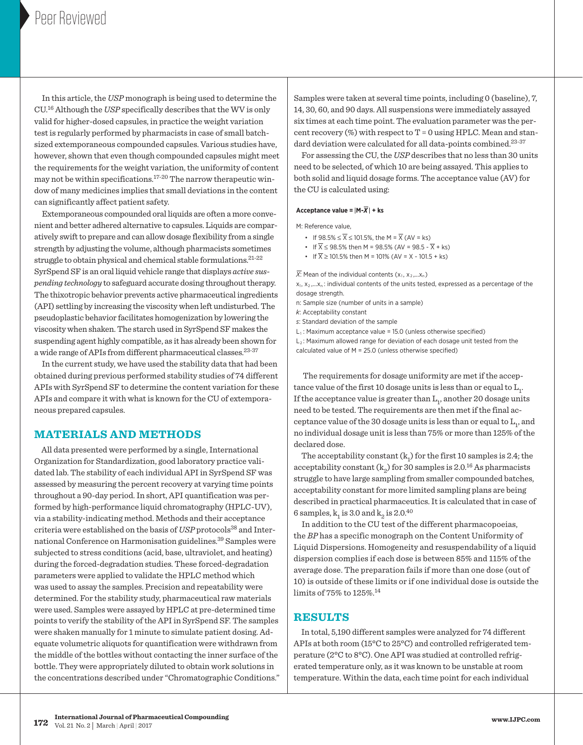In this article, the *USP* monograph is being used to determine the CU.[16] Although the *USP* specifically describes that the WV is only valid for higher-dosed capsules, in practice the weight variation test is regularly performed by pharmacists in case of small batch-sized extemporaneous compounded capsules. Various studies have, however, shown that even though compounded capsules might meet the requirements for the weight variation, the uniformity of content may not be within specifications.[17-20] The narrow therapeutic window of many medicines implies that small deviations in the content can significantly affect patient safety.

Extemporaneous compounded oral liquids are often a more convenient and better adhered alternative to capsules. Liquids are comparatively swift to prepare and can allow dosage flexibility from a single strength by adjusting the volume, although pharmacists sometimes struggle to obtain physical and chemical stable formulations.[21-22] SyrSpend SF is an oral liquid vehicle range that displays *active suspending technology* to safeguard accurate dosing throughout therapy. The thixotropic behavior prevents active pharmaceutical ingredients (API) settling by increasing the viscosity when left undisturbed. The pseudoplastic behavior facilitates homogenization by lowering the viscosity when shaken. The starch used in SyrSpend SF makes the suspending agent highly compatible, as it has already been shown for a wide range of APIs from different pharmaceutical classes.[23-37]

In the current study, we have used the stability data that had been obtained during previous performed stability studies of 74 different APIs with SyrSpend SF to determine the content variation for these APIs and compare it with what is known for the CU of extemporaneous prepared capsules.

## MATERIALS AND METHODS

All data presented were performed by a single, International Organization for Standardization, good laboratory practice validated lab. The stability of each individual API in SyrSpend SF was assessed by measuring the percent recovery at varying time points throughout a 90-day period. In short, API quantification was performed by high-performance liquid chromatography (HPLC-UV), via a stability-indicating method. Methods and their acceptance criteria were established on the basis of *USP* protocols[38] and International Conference on Harmonisation guidelines.[39] Samples were subjected to stress conditions (acid, base, ultraviolet, and heating) during the forced-degradation studies. These forced-degradation parameters were applied to validate the HPLC method which was used to assay the samples. Precision and repeatability were determined. For the stability study, pharmaceutical raw materials were used. Samples were assayed by HPLC at pre-determined time points to verify the stability of the API in SyrSpend SF. The samples were shaken manually for 1 minute to simulate patient dosing. Adequate volumetric aliquots for quantification were withdrawn from the middle of the bottles without contacting the inner surface of the bottle. They were appropriately diluted to obtain work solutions in the concentrations described under "Chromatographic Conditions." Samples were taken at several time points, including 0 (baseline), 7, 14, 30, 60, and 90 days. All suspensions were immediately assayed six times at each time point. The evaluation parameter was the percent recovery (%) with respect to T = 0 using HPLC. Mean and standard deviation were calculated for all data-points combined.[23-37]

For assessing the CU, the *USP* describes that no less than 30 units need to be selected, of which 10 are being assayed. This applies to both solid and liquid dosage forms. The acceptance value (AV) for the CU is calculated using:

**Acceptance value = $|M-\overline{X}| + ks$**

M: Reference value,

- If $98.5\% \leq \overline{X} \leq 101.5\%$, the $M = \overline{X}$ (AV = ks)
- If $\overline{X} \leq 98.5\%$ then M = 98.5% (AV = $98.5 - \overline{X} + ks$)
- If $\overline{X} \geq 101.5\%$ then M = 101% (AV = X - 101.5 + ks)

$\overline{X}$: Mean of the individual contents ($x_1, x_2, \ldots x_n$)

$x_1, x_2, \ldots x_n$: individual contents of the units tested, expressed as a percentage of the dosage strength.

n: Sample size (number of units in a sample)

*k*: Acceptability constant

*s*: Standard deviation of the sample

$L_1$: Maximum acceptance value = 15.0 (unless otherwise specified)

$L_2$: Maximum allowed range for deviation of each dosage unit tested from the calculated value of M = 25.0 (unless otherwise specified)

The requirements for dosage uniformity are met if the acceptance value of the first 10 dosage units is less than or equal to $L_1$. If the acceptance value is greater than $L_1$, another 20 dosage units need to be tested. The requirements are then met if the final acceptance value of the 30 dosage units is less than or equal to $L_1$, and no individual dosage unit is less than 75% or more than 125% of the declared dose.

The acceptability constant ($k_1$) for the first 10 samples is 2.4; the acceptability constant ($k_2$) for 30 samples is 2.0.[16] As pharmacists struggle to have large sampling from smaller compounded batches, acceptability constant for more limited sampling plans are being described in practical pharmaceutics. It is calculated that in case of 6 samples, $k_1$ is 3.0 and $k_2$ is 2.0.[40]

In addition to the CU test of the different pharmacopoeias, the *BP* has a specific monograph on the Content Uniformity of Liquid Dispersions. Homogeneity and resuspendability of a liquid dispersion complies if each dose is between 85% and 115% of the average dose. The preparation fails if more than one dose (out of 10) is outside of these limits or if one individual dose is outside the limits of 75% to 125%.[14]

## RESULTS

In total, 5,190 different samples were analyzed for 74 different APIs at both room (15°C to 25°C) and controlled refrigerated temperature (2°C to 8°C). One API was studied at controlled refrigerated temperature only, as it was known to be unstable at room temperature. Within the data, each time point for each individual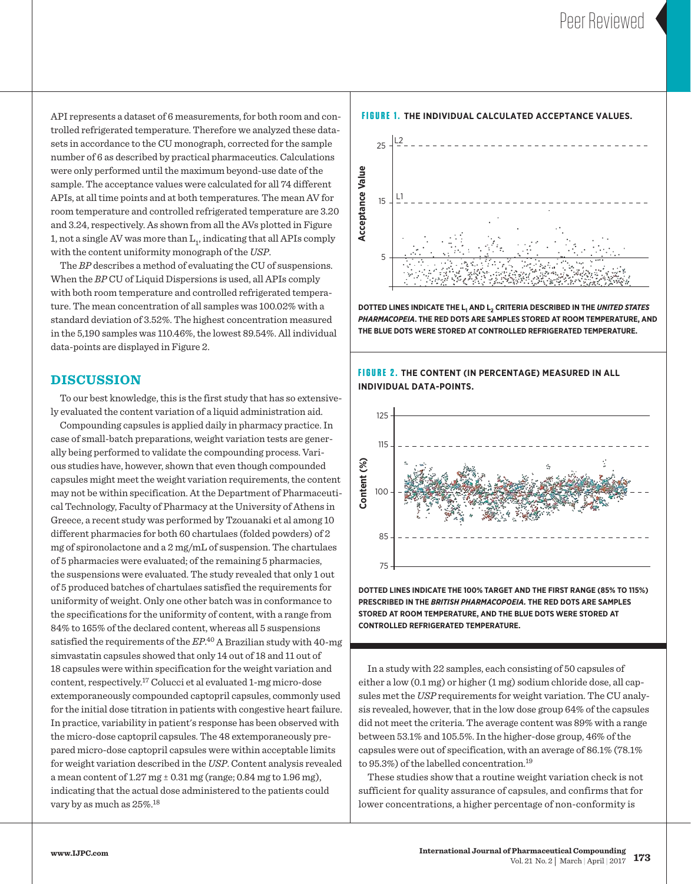API represents a dataset of 6 measurements, for both room and controlled refrigerated temperature. Therefore we analyzed these datasets in accordance to the CU monograph, corrected for the sample number of 6 as described by practical pharmaceutics. Calculations were only performed until the maximum beyond-use date of the sample. The acceptance values were calculated for all 74 different APIs, at all time points and at both temperatures. The mean AV for room temperature and controlled refrigerated temperature are 3.20 and 3.24, respectively. As shown from all the AVs plotted in Figure 1, not a single AV was more than $L_1$, indicating that all APIs comply with the content uniformity monograph of the *USP*.

The *BP* describes a method of evaluating the CU of suspensions. When the *BP* CU of Liquid Dispersions is used, all APIs comply with both room temperature and controlled refrigerated temperature. The mean concentration of all samples was 100.02% with a standard deviation of 3.52%. The highest concentration measured in the 5,190 samples was 110.46%, the lowest 89.54%. All individual data-points are displayed in Figure 2.

**FIGURE 1. THE INDIVIDUAL CALCULATED ACCEPTANCE VALUES.**

DOTTED LINES INDICATE THE $L_1$ AND $L_2$ CRITERIA DESCRIBED IN THE *UNITED STATES PHARMACOPEIA*. THE RED DOTS ARE SAMPLES STORED AT ROOM TEMPERATURE, AND THE BLUE DOTS WERE STORED AT CONTROLLED REFRIGERATED TEMPERATURE.

**FIGURE 2. THE CONTENT (IN PERCENTAGE) MEASURED IN ALL INDIVIDUAL DATA-POINTS.**

DOTTED LINES INDICATE THE 100% TARGET AND THE FIRST RANGE (85% TO 115%) PRESCRIBED IN THE *BRITISH PHARMACOPOEIA.* THE RED DOTS ARE SAMPLES STORED AT ROOM TEMPERATURE, AND THE BLUE DOTS WERE STORED AT CONTROLLED REFRIGERATED TEMPERATURE.

## DISCUSSION

To our best knowledge, this is the first study that has so extensively evaluated the content variation of a liquid administration aid.

Compounding capsules is applied daily in pharmacy practice. In case of small-batch preparations, weight variation tests are generally being performed to validate the compounding process. Various studies have, however, shown that even though compounded capsules might meet the weight variation requirements, the content may not be within specification. At the Department of Pharmaceutical Technology, Faculty of Pharmacy at the University of Athens in Greece, a recent study was performed by Tzouanaki et al among 10 different pharmacies for both 60 chartulaes (folded powders) of 2 mg of spironolactone and a 2 mg/mL of suspension. The chartulaes of 5 pharmacies were evaluated; of the remaining 5 pharmacies, the suspensions were evaluated. The study revealed that only 1 out of 5 produced batches of chartulaes satisfied the requirements for uniformity of weight. Only one other batch was in conformance to the specifications for the uniformity of content, with a range from 84% to 165% of the declared content, whereas all 5 suspensions satisfied the requirements of the *EP*.[40] A Brazilian study with 40-mg simvastatin capsules showed that only 14 out of 18 and 11 out of 18 capsules were within specification for the weight variation and content, respectively.[17] Colucci et al evaluated 1-mg micro-dose extemporaneously compounded captopril capsules, commonly used for the initial dose titration in patients with congestive heart failure. In practice, variability in patient's response has been observed with the micro-dose captopril capsules. The 48 extemporaneously prepared micro-dose captopril capsules were within acceptable limits for weight variation described in the *USP*. Content analysis revealed a mean content of 1.27 mg ± 0.31 mg (range; 0.84 mg to 1.96 mg), indicating that the actual dose administered to the patients could vary by as much as 25%.[18]

In a study with 22 samples, each consisting of 50 capsules of either a low (0.1 mg) or higher (1 mg) sodium chloride dose, all capsules met the *USP* requirements for weight variation. The CU analysis revealed, however, that in the low dose group 64% of the capsules did not meet the criteria. The average content was 89% with a range between 53.1% and 105.5%. In the higher-dose group, 46% of the capsules were out of specification, with an average of 86.1% (78.1% to 95.3%) of the labelled concentration.[19]

These studies show that a routine weight variation check is not sufficient for quality assurance of capsules, and confirms that for lower concentrations, a higher percentage of non-conformity is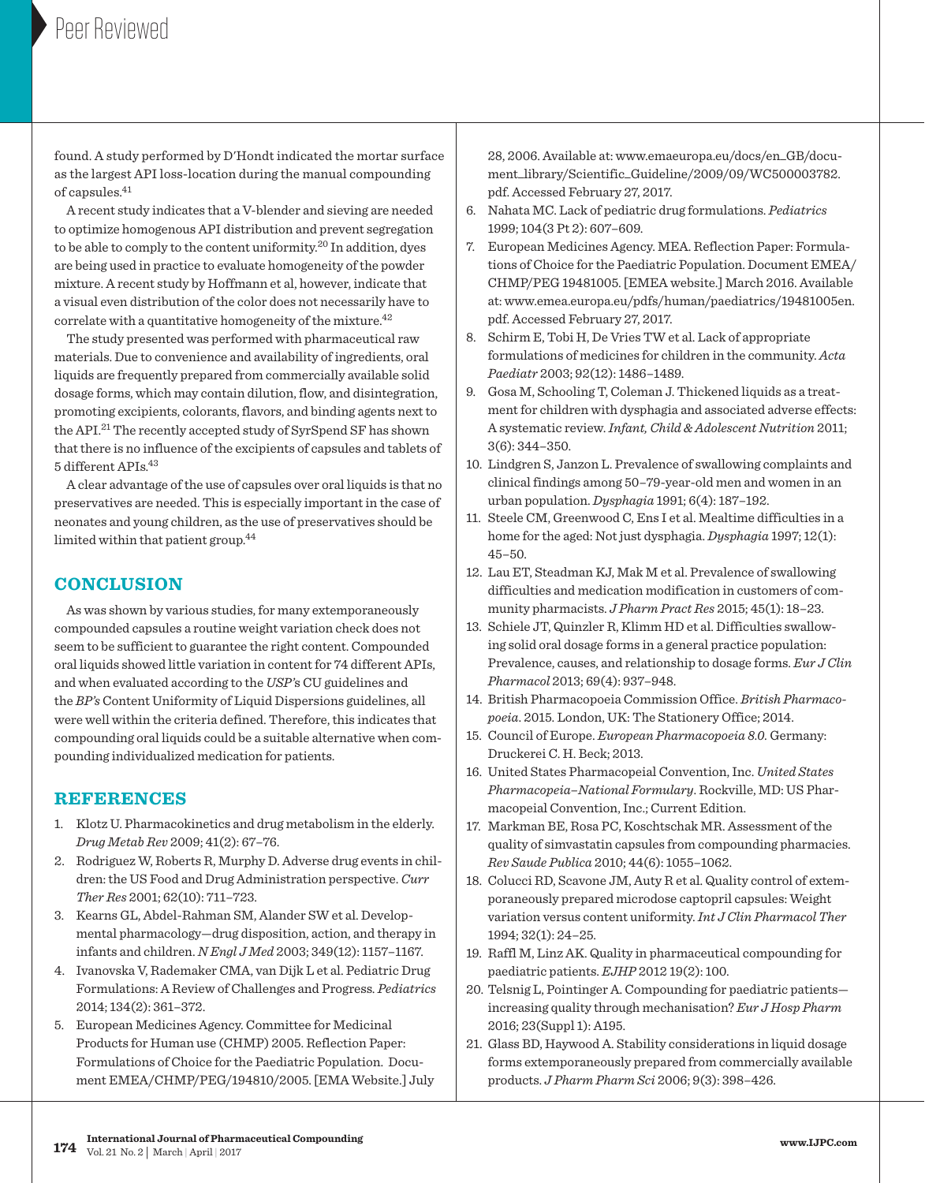found. A study performed by D'Hondt indicated the mortar surface as the largest API loss-location during the manual compounding of capsules.[41]

A recent study indicates that a V-blender and sieving are needed to optimize homogenous API distribution and prevent segregation to be able to comply to the content uniformity.[20] In addition, dyes are being used in practice to evaluate homogeneity of the powder mixture. A recent study by Hoffmann et al, however, indicate that a visual even distribution of the color does not necessarily have to correlate with a quantitative homogeneity of the mixture.[42]

The study presented was performed with pharmaceutical raw materials. Due to convenience and availability of ingredients, oral liquids are frequently prepared from commercially available solid dosage forms, which may contain dilution, flow, and disintegration, promoting excipients, colorants, flavors, and binding agents next to the API.[21] The recently accepted study of SyrSpend SF has shown that there is no influence of the excipients of capsules and tablets of 5 different APIs.[43]

A clear advantage of the use of capsules over oral liquids is that no preservatives are needed. This is especially important in the case of neonates and young children, as the use of preservatives should be limited within that patient group.[44]

## CONCLUSION

As was shown by various studies, for many extemporaneously compounded capsules a routine weight variation check does not seem to be sufficient to guarantee the right content. Compounded oral liquids showed little variation in content for 74 different APIs, and when evaluated according to the *USP's* CU guidelines and the *BP's* Content Uniformity of Liquid Dispersions guidelines, all were well within the criteria defined. Therefore, this indicates that compounding oral liquids could be a suitable alternative when compounding individualized medication for patients.

## REFERENCES

1. Klotz U. Pharmacokinetics and drug metabolism in the elderly. *Drug Metab Rev* 2009; 41(2): 67–76.
2. Rodriguez W, Roberts R, Murphy D. Adverse drug events in children: the US Food and Drug Administration perspective. *Curr Ther Res* 2001; 62(10): 711–723.
3. Kearns GL, Abdel-Rahman SM, Alander SW et al. Developmental pharmacology—drug disposition, action, and therapy in infants and children. *N Engl J Med* 2003; 349(12): 1157–1167.
4. Ivanovska V, Rademaker CMA, van Dijk L et al. Pediatric Drug Formulations: A Review of Challenges and Progress. *Pediatrics* 2014; 134(2): 361–372.
5. European Medicines Agency. Committee for Medicinal Products for Human use (CHMP) 2005. Reflection Paper: Formulations of Choice for the Paediatric Population. Document EMEA/CHMP/PEG/194810/2005. [EMA Website.] July 28, 2006. Available at: www.emaeuropa.eu/docs/en_GB/document_library/Scientific_Guideline/2009/09/WC500003782.pdf. Accessed February 27, 2017.
6. Nahata MC. Lack of pediatric drug formulations. *Pediatrics* 1999; 104(3 Pt 2): 607–609.
7. European Medicines Agency. MEA. Reflection Paper: Formulations of Choice for the Paediatric Population. Document EMEA/CHMP/PEG 19481005. [EMEA website.] March 2016. Available at: www.emea.europa.eu/pdfs/human/paediatrics/19481005en.pdf. Accessed February 27, 2017.
8. Schirm E, Tobi H, De Vries TW et al. Lack of appropriate formulations of medicines for children in the community. *Acta Paediatr* 2003; 92(12): 1486–1489.
9. Gosa M, Schooling T, Coleman J. Thickened liquids as a treatment for children with dysphagia and associated adverse effects: A systematic review. *Infant, Child & Adolescent Nutrition* 2011; 3(6): 344–350.
10. Lindgren S, Janzon L. Prevalence of swallowing complaints and clinical findings among 50–79-year-old men and women in an urban population. *Dysphagia* 1991; 6(4): 187–192.
11. Steele CM, Greenwood C, Ens I et al. Mealtime difficulties in a home for the aged: Not just dysphagia. *Dysphagia* 1997; 12(1): 45–50.
12. Lau ET, Steadman KJ, Mak M et al. Prevalence of swallowing difficulties and medication modification in customers of community pharmacists. *J Pharm Pract Res* 2015; 45(1): 18–23.
13. Schiele JT, Quinzler R, Klimm HD et al. Difficulties swallowing solid oral dosage forms in a general practice population: Prevalence, causes, and relationship to dosage forms. *Eur J Clin Pharmacol* 2013; 69(4): 937–948.
14. British Pharmacopoeia Commission Office. *British Pharmacopoeia*. 2015. London, UK: The Stationery Office; 2014.
15. Council of Europe. *European Pharmacopoeia 8.0*. Germany: Druckerei C. H. Beck; 2013.
16. United States Pharmacopeial Convention, Inc. *United States Pharmacopeia–National Formulary*. Rockville, MD: US Pharmacopeial Convention, Inc.; Current Edition.
17. Markman BE, Rosa PC, Koschtschak MR. Assessment of the quality of simvastatin capsules from compounding pharmacies. *Rev Saude Publica* 2010; 44(6): 1055–1062.
18. Colucci RD, Scavone JM, Auty R et al. Quality control of extemporaneously prepared microdose captopril capsules: Weight variation versus content uniformity. *Int J Clin Pharmacol Ther* 1994; 32(1): 24–25.
19. Raffl M, Linz AK. Quality in pharmaceutical compounding for paediatric patients. *EJHP* 2012 19(2): 100.
20. Telsnig L, Pointinger A. Compounding for paediatric patients—increasing quality through mechanisation? *Eur J Hosp Pharm* 2016; 23(Suppl 1): A195.
21. Glass BD, Haywood A. Stability considerations in liquid dosage forms extemporaneously prepared from commercially available products. *J Pharm Pharm Sci* 2006; 9(3): 398–426.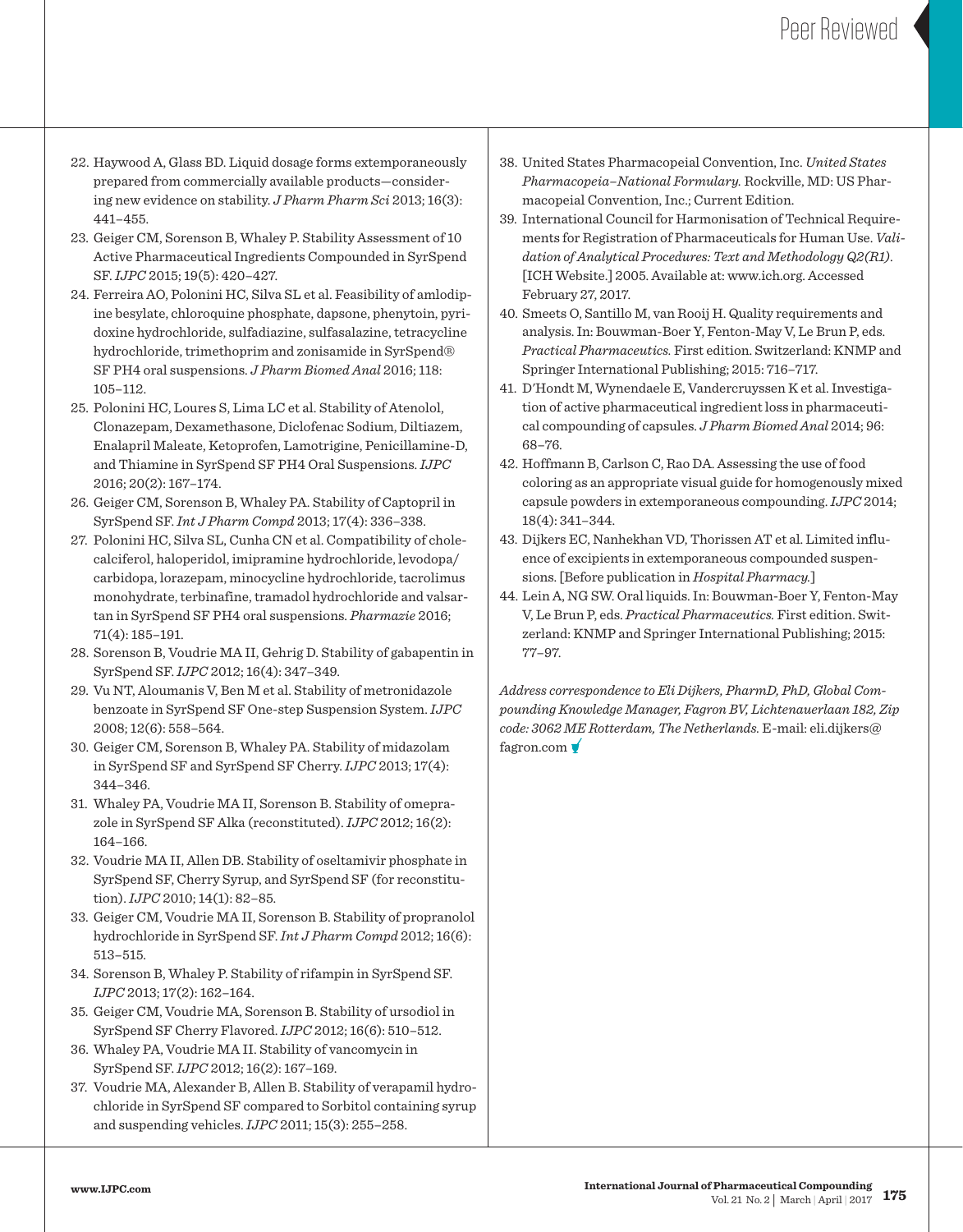22. Haywood A, Glass BD. Liquid dosage forms extemporaneously prepared from commercially available products—considering new evidence on stability. *J Pharm Pharm Sci* 2013; 16(3): 441–455.
23. Geiger CM, Sorenson B, Whaley P. Stability Assessment of 10 Active Pharmaceutical Ingredients Compounded in SyrSpend SF. *IJPC* 2015; 19(5): 420–427.
24. Ferreira AO, Polonini HC, Silva SL et al. Feasibility of amlodipine besylate, chloroquine phosphate, dapsone, phenytoin, pyridoxine hydrochloride, sulfadiazine, sulfasalazine, tetracycline hydrochloride, trimethoprim and zonisamide in SyrSpend® SF PH4 oral suspensions. *J Pharm Biomed Anal* 2016; 118: 105–112.
25. Polonini HC, Loures S, Lima LC et al. Stability of Atenolol, Clonazepam, Dexamethasone, Diclofenac Sodium, Diltiazem, Enalapril Maleate, Ketoprofen, Lamotrigine, Penicillamine-D, and Thiamine in SyrSpend SF PH4 Oral Suspensions. *IJPC* 2016; 20(2): 167–174.
26. Geiger CM, Sorenson B, Whaley PA. Stability of Captopril in SyrSpend SF. *Int J Pharm Compd* 2013; 17(4): 336–338.
27. Polonini HC, Silva SL, Cunha CN et al. Compatibility of cholecalciferol, haloperidol, imipramine hydrochloride, levodopa/carbidopa, lorazepam, minocycline hydrochloride, tacrolimus monohydrate, terbinafine, tramadol hydrochloride and valsartan in SyrSpend SF PH4 oral suspensions. *Pharmazie* 2016; 71(4): 185–191.
28. Sorenson B, Voudrie MA II, Gehrig D. Stability of gabapentin in SyrSpend SF. *IJPC* 2012; 16(4): 347–349.
29. Vu NT, Aloumanis V, Ben M et al. Stability of metronidazole benzoate in SyrSpend SF One-step Suspension System. *IJPC* 2008; 12(6): 558–564.
30. Geiger CM, Sorenson B, Whaley PA. Stability of midazolam in SyrSpend SF and SyrSpend SF Cherry. *IJPC* 2013; 17(4): 344–346.
31. Whaley PA, Voudrie MA II, Sorenson B. Stability of omeprazole in SyrSpend SF Alka (reconstituted). *IJPC* 2012; 16(2): 164–166.
32. Voudrie MA II, Allen DB. Stability of oseltamivir phosphate in SyrSpend SF, Cherry Syrup, and SyrSpend SF (for reconstitution). *IJPC* 2010; 14(1): 82–85.
33. Geiger CM, Voudrie MA II, Sorenson B. Stability of propranolol hydrochloride in SyrSpend SF. *Int J Pharm Compd* 2012; 16(6): 513–515.
34. Sorenson B, Whaley P. Stability of rifampin in SyrSpend SF. *IJPC* 2013; 17(2): 162–164.
35. Geiger CM, Voudrie MA, Sorenson B. Stability of ursodiol in SyrSpend SF Cherry Flavored. *IJPC* 2012; 16(6): 510–512.
36. Whaley PA, Voudrie MA II. Stability of vancomycin in SyrSpend SF. *IJPC* 2012; 16(2): 167–169.
37. Voudrie MA, Alexander B, Allen B. Stability of verapamil hydrochloride in SyrSpend SF compared to Sorbitol containing syrup and suspending vehicles. *IJPC* 2011; 15(3): 255–258.
38. United States Pharmacopeial Convention, Inc. *United States Pharmacopeia–National Formulary.* Rockville, MD: US Pharmacopeial Convention, Inc.; Current Edition.
39. International Council for Harmonisation of Technical Requirements for Registration of Pharmaceuticals for Human Use. *Validation of Analytical Procedures: Text and Methodology Q2(R1).* [ICH Website.] 2005. Available at: www.ich.org. Accessed February 27, 2017.
40. Smeets O, Santillo M, van Rooij H. Quality requirements and analysis. In: Bouwman-Boer Y, Fenton-May V, Le Brun P, eds. *Practical Pharmaceutics.* First edition. Switzerland: KNMP and Springer International Publishing; 2015: 716–717.
41. D'Hondt M, Wynendaele E, Vandercruyssen K et al. Investigation of active pharmaceutical ingredient loss in pharmaceutical compounding of capsules. *J Pharm Biomed Anal* 2014; 96: 68–76.
42. Hoffmann B, Carlson C, Rao DA. Assessing the use of food coloring as an appropriate visual guide for homogenously mixed capsule powders in extemporaneous compounding. *IJPC* 2014; 18(4): 341–344.
43. Dijkers EC, Nanhekhan VD, Thorissen AT et al. Limited influence of excipients in extemporaneous compounded suspensions. [Before publication in *Hospital Pharmacy.*]
44. Lein A, NG SW. Oral liquids. In: Bouwman-Boer Y, Fenton-May V, Le Brun P, eds. *Practical Pharmaceutics.* First edition. Switzerland: KNMP and Springer International Publishing; 2015: 77–97.

*Address correspondence to Eli Dijkers, PharmD, PhD, Global Compounding Knowledge Manager, Fagron BV, Lichtenauerlaan 182, Zip code: 3062 ME Rotterdam, The Netherlands.* E-mail: eli.dijkers@fagron.com